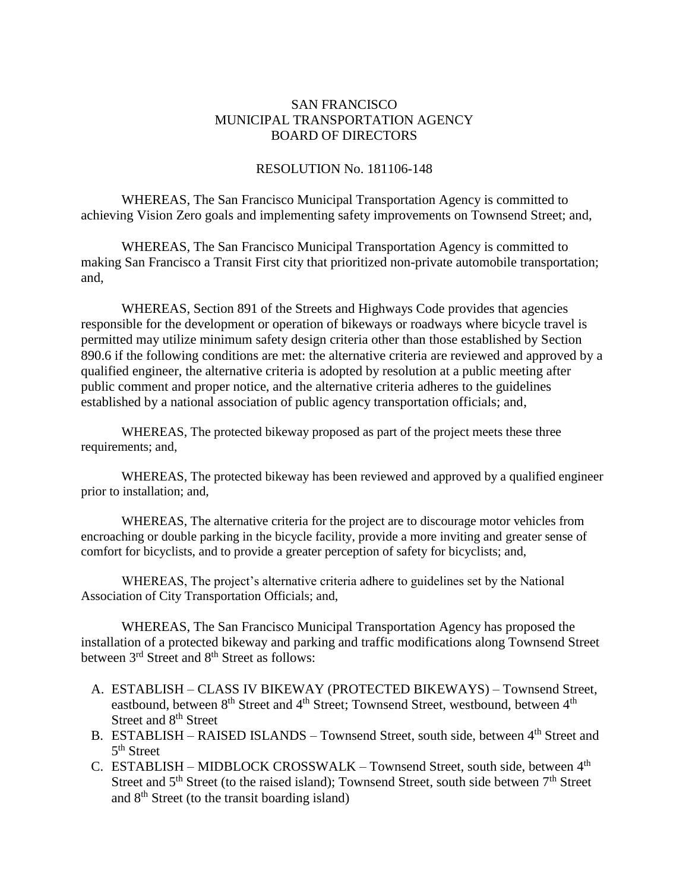SAN FRANCISCO
MUNICIPAL TRANSPORTATION AGENCY
BOARD OF DIRECTORS

RESOLUTION No. 181106-148

WHEREAS, The San Francisco Municipal Transportation Agency is committed to achieving Vision Zero goals and implementing safety improvements on Townsend Street; and,

WHEREAS, The San Francisco Municipal Transportation Agency is committed to making San Francisco a Transit First city that prioritized non-private automobile transportation; and,

WHEREAS, Section 891 of the Streets and Highways Code provides that agencies responsible for the development or operation of bikeways or roadways where bicycle travel is permitted may utilize minimum safety design criteria other than those established by Section 890.6 if the following conditions are met: the alternative criteria are reviewed and approved by a qualified engineer, the alternative criteria is adopted by resolution at a public meeting after public comment and proper notice, and the alternative criteria adheres to the guidelines established by a national association of public agency transportation officials; and,

WHEREAS, The protected bikeway proposed as part of the project meets these three requirements; and,

WHEREAS, The protected bikeway has been reviewed and approved by a qualified engineer prior to installation; and,

WHEREAS, The alternative criteria for the project are to discourage motor vehicles from encroaching or double parking in the bicycle facility, provide a more inviting and greater sense of comfort for bicyclists, and to provide a greater perception of safety for bicyclists; and,

WHEREAS, The project's alternative criteria adhere to guidelines set by the National Association of City Transportation Officials; and,

WHEREAS, The San Francisco Municipal Transportation Agency has proposed the installation of a protected bikeway and parking and traffic modifications along Townsend Street between 3rd Street and 8th Street as follows:

A. ESTABLISH – CLASS IV BIKEWAY (PROTECTED BIKEWAYS) – Townsend Street, eastbound, between 8th Street and 4th Street; Townsend Street, westbound, between 4th Street and 8th Street
B. ESTABLISH – RAISED ISLANDS – Townsend Street, south side, between 4th Street and 5th Street
C. ESTABLISH – MIDBLOCK CROSSWALK – Townsend Street, south side, between 4th Street and 5th Street (to the raised island); Townsend Street, south side between 7th Street and 8th Street (to the transit boarding island)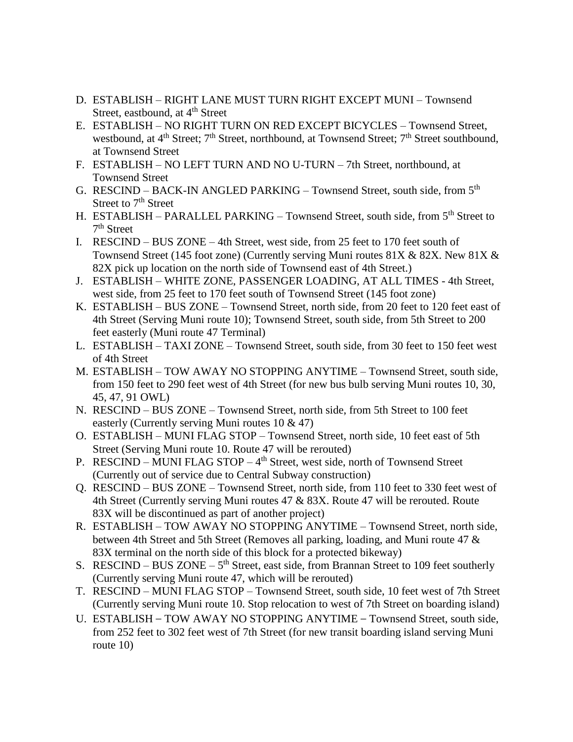D. ESTABLISH – RIGHT LANE MUST TURN RIGHT EXCEPT MUNI – Townsend Street, eastbound, at 4th Street
E. ESTABLISH – NO RIGHT TURN ON RED EXCEPT BICYCLES – Townsend Street, westbound, at 4th Street; 7th Street, northbound, at Townsend Street; 7th Street southbound, at Townsend Street
F. ESTABLISH – NO LEFT TURN AND NO U-TURN – 7th Street, northbound, at Townsend Street
G. RESCIND – BACK-IN ANGLED PARKING – Townsend Street, south side, from 5th Street to 7th Street
H. ESTABLISH – PARALLEL PARKING – Townsend Street, south side, from 5th Street to 7th Street
I. RESCIND – BUS ZONE – 4th Street, west side, from 25 feet to 170 feet south of Townsend Street (145 foot zone) (Currently serving Muni routes 81X & 82X. New 81X & 82X pick up location on the north side of Townsend east of 4th Street.)
J. ESTABLISH – WHITE ZONE, PASSENGER LOADING, AT ALL TIMES - 4th Street, west side, from 25 feet to 170 feet south of Townsend Street (145 foot zone)
K. ESTABLISH – BUS ZONE – Townsend Street, north side, from 20 feet to 120 feet east of 4th Street (Serving Muni route 10); Townsend Street, south side, from 5th Street to 200 feet easterly (Muni route 47 Terminal)
L. ESTABLISH – TAXI ZONE – Townsend Street, south side, from 30 feet to 150 feet west of 4th Street
M. ESTABLISH – TOW AWAY NO STOPPING ANYTIME – Townsend Street, south side, from 150 feet to 290 feet west of 4th Street (for new bus bulb serving Muni routes 10, 30, 45, 47, 91 OWL)
N. RESCIND – BUS ZONE – Townsend Street, north side, from 5th Street to 100 feet easterly (Currently serving Muni routes 10 & 47)
O. ESTABLISH – MUNI FLAG STOP – Townsend Street, north side, 10 feet east of 5th Street (Serving Muni route 10. Route 47 will be rerouted)
P. RESCIND – MUNI FLAG STOP – 4th Street, west side, north of Townsend Street (Currently out of service due to Central Subway construction)
Q. RESCIND – BUS ZONE – Townsend Street, north side, from 110 feet to 330 feet west of 4th Street (Currently serving Muni routes 47 & 83X. Route 47 will be rerouted. Route 83X will be discontinued as part of another project)
R. ESTABLISH – TOW AWAY NO STOPPING ANYTIME – Townsend Street, north side, between 4th Street and 5th Street (Removes all parking, loading, and Muni route 47 & 83X terminal on the north side of this block for a protected bikeway)
S. RESCIND – BUS ZONE – 5th Street, east side, from Brannan Street to 109 feet southerly (Currently serving Muni route 47, which will be rerouted)
T. RESCIND – MUNI FLAG STOP – Townsend Street, south side, 10 feet west of 7th Street (Currently serving Muni route 10. Stop relocation to west of 7th Street on boarding island)
U. ESTABLISH – TOW AWAY NO STOPPING ANYTIME – Townsend Street, south side, from 252 feet to 302 feet west of 7th Street (for new transit boarding island serving Muni route 10)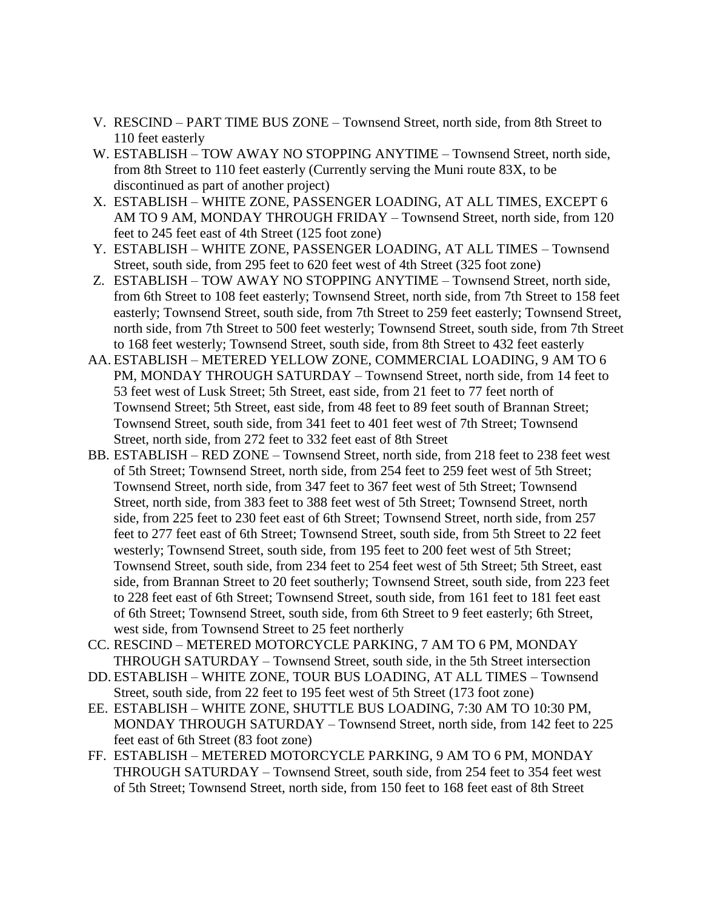V. RESCIND – PART TIME BUS ZONE – Townsend Street, north side, from 8th Street to 110 feet easterly

W. ESTABLISH – TOW AWAY NO STOPPING ANYTIME – Townsend Street, north side, from 8th Street to 110 feet easterly (Currently serving the Muni route 83X, to be discontinued as part of another project)

X. ESTABLISH – WHITE ZONE, PASSENGER LOADING, AT ALL TIMES, EXCEPT 6 AM TO 9 AM, MONDAY THROUGH FRIDAY – Townsend Street, north side, from 120 feet to 245 feet east of 4th Street (125 foot zone)

Y. ESTABLISH – WHITE ZONE, PASSENGER LOADING, AT ALL TIMES – Townsend Street, south side, from 295 feet to 620 feet west of 4th Street (325 foot zone)

Z. ESTABLISH – TOW AWAY NO STOPPING ANYTIME – Townsend Street, north side, from 6th Street to 108 feet easterly; Townsend Street, north side, from 7th Street to 158 feet easterly; Townsend Street, south side, from 7th Street to 259 feet easterly; Townsend Street, north side, from 7th Street to 500 feet westerly; Townsend Street, south side, from 7th Street to 168 feet westerly; Townsend Street, south side, from 8th Street to 432 feet easterly

AA. ESTABLISH – METERED YELLOW ZONE, COMMERCIAL LOADING, 9 AM TO 6 PM, MONDAY THROUGH SATURDAY – Townsend Street, north side, from 14 feet to 53 feet west of Lusk Street; 5th Street, east side, from 21 feet to 77 feet north of Townsend Street; 5th Street, east side, from 48 feet to 89 feet south of Brannan Street; Townsend Street, south side, from 341 feet to 401 feet west of 7th Street; Townsend Street, north side, from 272 feet to 332 feet east of 8th Street

BB. ESTABLISH – RED ZONE – Townsend Street, north side, from 218 feet to 238 feet west of 5th Street; Townsend Street, north side, from 254 feet to 259 feet west of 5th Street; Townsend Street, north side, from 347 feet to 367 feet west of 5th Street; Townsend Street, north side, from 383 feet to 388 feet west of 5th Street; Townsend Street, north side, from 225 feet to 230 feet east of 6th Street; Townsend Street, north side, from 257 feet to 277 feet east of 6th Street; Townsend Street, south side, from 5th Street to 22 feet westerly; Townsend Street, south side, from 195 feet to 200 feet west of 5th Street; Townsend Street, south side, from 234 feet to 254 feet west of 5th Street; 5th Street, east side, from Brannan Street to 20 feet southerly; Townsend Street, south side, from 223 feet to 228 feet east of 6th Street; Townsend Street, south side, from 161 feet to 181 feet east of 6th Street; Townsend Street, south side, from 6th Street to 9 feet easterly; 6th Street, west side, from Townsend Street to 25 feet northerly

CC. RESCIND – METERED MOTORCYCLE PARKING, 7 AM TO 6 PM, MONDAY THROUGH SATURDAY – Townsend Street, south side, in the 5th Street intersection

DD. ESTABLISH – WHITE ZONE, TOUR BUS LOADING, AT ALL TIMES – Townsend Street, south side, from 22 feet to 195 feet west of 5th Street (173 foot zone)

EE. ESTABLISH – WHITE ZONE, SHUTTLE BUS LOADING, 7:30 AM TO 10:30 PM, MONDAY THROUGH SATURDAY – Townsend Street, north side, from 142 feet to 225 feet east of 6th Street (83 foot zone)

FF. ESTABLISH – METERED MOTORCYCLE PARKING, 9 AM TO 6 PM, MONDAY THROUGH SATURDAY – Townsend Street, south side, from 254 feet to 354 feet west of 5th Street; Townsend Street, north side, from 150 feet to 168 feet east of 8th Street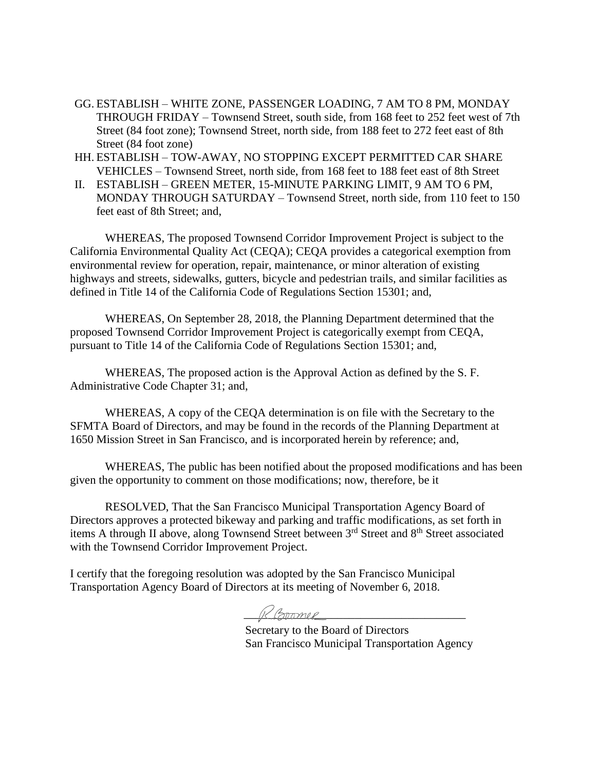GG. ESTABLISH – WHITE ZONE, PASSENGER LOADING, 7 AM TO 8 PM, MONDAY THROUGH FRIDAY – Townsend Street, south side, from 168 feet to 252 feet west of 7th Street (84 foot zone); Townsend Street, north side, from 188 feet to 272 feet east of 8th Street (84 foot zone)

HH. ESTABLISH – TOW-AWAY, NO STOPPING EXCEPT PERMITTED CAR SHARE VEHICLES – Townsend Street, north side, from 168 feet to 188 feet east of 8th Street

II. ESTABLISH – GREEN METER, 15-MINUTE PARKING LIMIT, 9 AM TO 6 PM, MONDAY THROUGH SATURDAY – Townsend Street, north side, from 110 feet to 150 feet east of 8th Street; and,

WHEREAS, The proposed Townsend Corridor Improvement Project is subject to the California Environmental Quality Act (CEQA); CEQA provides a categorical exemption from environmental review for operation, repair, maintenance, or minor alteration of existing highways and streets, sidewalks, gutters, bicycle and pedestrian trails, and similar facilities as defined in Title 14 of the California Code of Regulations Section 15301; and,

WHEREAS, On September 28, 2018, the Planning Department determined that the proposed Townsend Corridor Improvement Project is categorically exempt from CEQA, pursuant to Title 14 of the California Code of Regulations Section 15301; and,

WHEREAS, The proposed action is the Approval Action as defined by the S. F. Administrative Code Chapter 31; and,

WHEREAS, A copy of the CEQA determination is on file with the Secretary to the SFMTA Board of Directors, and may be found in the records of the Planning Department at 1650 Mission Street in San Francisco, and is incorporated herein by reference; and,

WHEREAS, The public has been notified about the proposed modifications and has been given the opportunity to comment on those modifications; now, therefore, be it

RESOLVED, That the San Francisco Municipal Transportation Agency Board of Directors approves a protected bikeway and parking and traffic modifications, as set forth in items A through II above, along Townsend Street between 3rd Street and 8th Street associated with the Townsend Corridor Improvement Project.

I certify that the foregoing resolution was adopted by the San Francisco Municipal Transportation Agency Board of Directors at its meeting of November 6, 2018.

R. Boomer

Secretary to the Board of Directors
San Francisco Municipal Transportation Agency